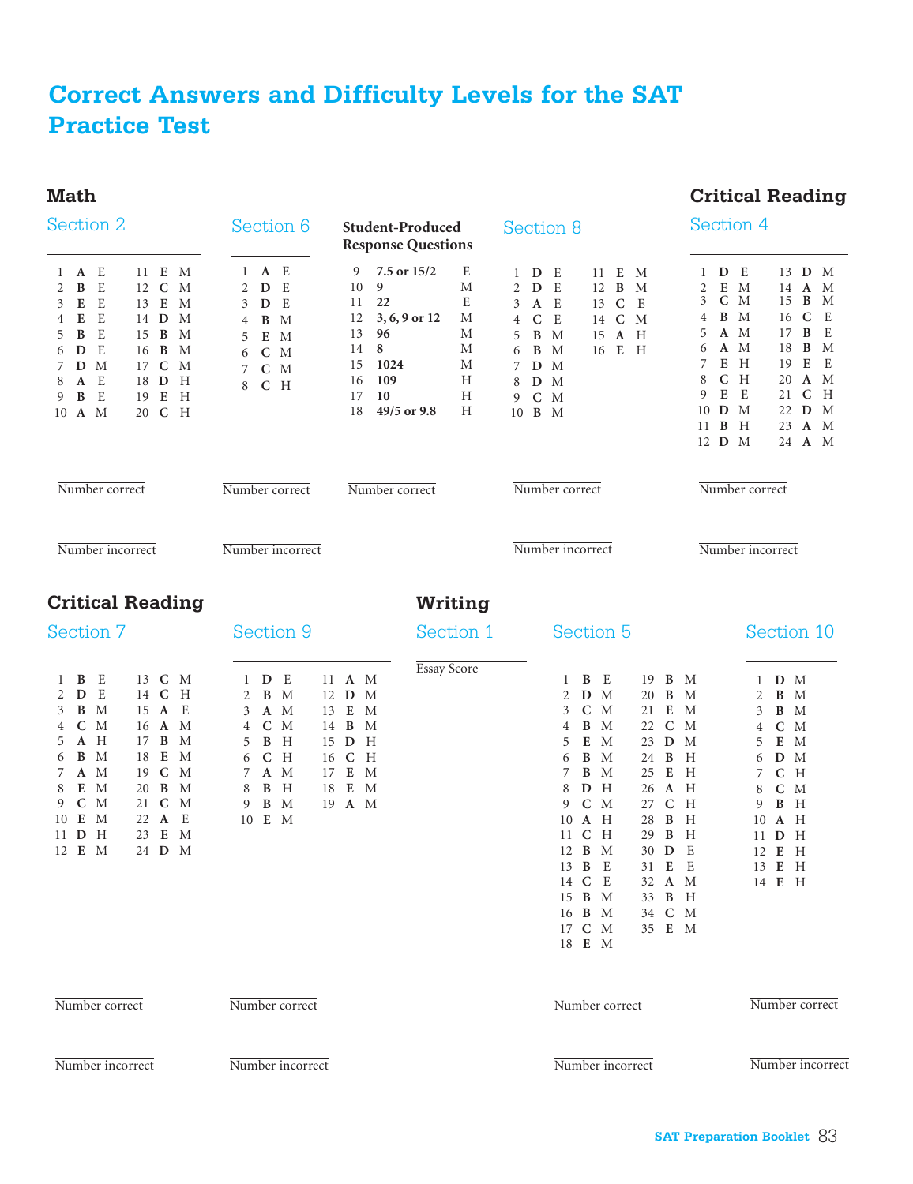# Correct Answers and Difficulty Levels for the SAT Practice Test

## Math

### Section 2

| # | Answer | Level | # | Answer | Level |
|---|---|---|---|---|---|
| 1 | **A** | E | 11 | **E** | M |
| 2 | **B** | E | 12 | **C** | M |
| 3 | **E** | E | 13 | **E** | M |
| 4 | **E** | E | 14 | **D** | M |
| 5 | **B** | E | 15 | **B** | M |
| 6 | **D** | E | 16 | **B** | M |
| 7 | **D** | M | 17 | **C** | M |
| 8 | **A** | E | 18 | **D** | H |
| 9 | **B** | E | 19 | **E** | H |
| 10 | **A** | M | 20 | **C** | H |

Number correct

Number incorrect

### Section 6

| # | Answer | Level |
|---|---|---|
| 1 | **A** | E |
| 2 | **D** | E |
| 3 | **D** | E |
| 4 | **B** | M |
| 5 | **E** | M |
| 6 | **C** | M |
| 7 | **C** | M |
| 8 | **C** | H |

Number correct

Number incorrect

**Student-Produced Response Questions**

| # | Answer | Level |
|---|---|---|
| 9 | **7.5 or 15/2** | E |
| 10 | **9** | M |
| 11 | **22** | E |
| 12 | **3, 6, 9 or 12** | M |
| 13 | **96** | M |
| 14 | **8** | M |
| 15 | **1024** | M |
| 16 | **109** | H |
| 17 | **10** | H |
| 18 | **49/5 or 9.8** | H |

Number correct

### Section 8

| # | Answer | Level | # | Answer | Level |
|---|---|---|---|---|---|
| 1 | **D** | E | 11 | **E** | M |
| 2 | **D** | E | 12 | **B** | M |
| 3 | **A** | E | 13 | **C** | E |
| 4 | **C** | E | 14 | **C** | M |
| 5 | **B** | M | 15 | **A** | H |
| 6 | **B** | M | 16 | **E** | H |
| 7 | **D** | M | | | |
| 8 | **D** | M | | | |
| 9 | **C** | M | | | |
| 10 | **B** | M | | | |

Number correct

Number incorrect

## Critical Reading

### Section 4

| # | Answer | Level | # | Answer | Level |
|---|---|---|---|---|---|
| 1 | **D** | E | 13 | **D** | M |
| 2 | **E** | M | 14 | **A** | M |
| 3 | **C** | M | 15 | **B** | M |
| 4 | **B** | M | 16 | **C** | E |
| 5 | **A** | M | 17 | **B** | E |
| 6 | **A** | M | 18 | **B** | M |
| 7 | **E** | H | 19 | **E** | E |
| 8 | **C** | H | 20 | **A** | M |
| 9 | **E** | E | 21 | **C** | H |
| 10 | **D** | M | 22 | **D** | M |
| 11 | **B** | H | 23 | **A** | M |
| 12 | **D** | M | 24 | **A** | M |

Number correct

Number incorrect

### Section 7

| # | Answer | Level | # | Answer | Level |
|---|---|---|---|---|---|
| 1 | **B** | E | 13 | **C** | M |
| 2 | **D** | E | 14 | **C** | H |
| 3 | **B** | M | 15 | **A** | E |
| 4 | **C** | M | 16 | **A** | M |
| 5 | **A** | H | 17 | **B** | M |
| 6 | **B** | M | 18 | **E** | M |
| 7 | **A** | M | 19 | **C** | M |
| 8 | **E** | M | 20 | **B** | M |
| 9 | **C** | M | 21 | **C** | M |
| 10 | **E** | M | 22 | **A** | E |
| 11 | **D** | H | 23 | **E** | M |
| 12 | **E** | M | 24 | **D** | M |

Number correct

Number incorrect

### Section 9

| # | Answer | Level | # | Answer | Level |
|---|---|---|---|---|---|
| 1 | **D** | E | 11 | **A** | M |
| 2 | **B** | M | 12 | **D** | M |
| 3 | **A** | M | 13 | **E** | M |
| 4 | **C** | M | 14 | **B** | M |
| 5 | **B** | H | 15 | **D** | H |
| 6 | **C** | H | 16 | **C** | H |
| 7 | **A** | M | 17 | **E** | M |
| 8 | **B** | H | 18 | **E** | M |
| 9 | **B** | M | 19 | **A** | M |
| 10 | **E** | M | | | |

Number correct

Number incorrect

## Writing

### Section 1

Essay Score

### Section 5

| # | Answer | Level | # | Answer | Level |
|---|---|---|---|---|---|
| 1 | **B** | E | 19 | **B** | M |
| 2 | **D** | M | 20 | **B** | M |
| 3 | **C** | M | 21 | **E** | M |
| 4 | **B** | M | 22 | **C** | M |
| 5 | **E** | M | 23 | **D** | M |
| 6 | **B** | M | 24 | **B** | H |
| 7 | **B** | M | 25 | **E** | H |
| 8 | **D** | H | 26 | **A** | H |
| 9 | **C** | M | 27 | **C** | H |
| 10 | **A** | H | 28 | **B** | H |
| 11 | **C** | H | 29 | **B** | H |
| 12 | **B** | M | 30 | **D** | E |
| 13 | **B** | E | 31 | **E** | E |
| 14 | **C** | E | 32 | **A** | M |
| 15 | **B** | M | 33 | **B** | H |
| 16 | **B** | M | 34 | **C** | M |
| 17 | **C** | M | 35 | **E** | M |
| 18 | **E** | M | | | |

Number correct

Number incorrect

### Section 10

| # | Answer | Level |
|---|---|---|
| 1 | **D** | M |
| 2 | **B** | M |
| 3 | **B** | M |
| 4 | **C** | M |
| 5 | **E** | M |
| 6 | **D** | M |
| 7 | **C** | H |
| 8 | **C** | M |
| 9 | **B** | H |
| 10 | **A** | H |
| 11 | **D** | H |
| 12 | **E** | H |
| 13 | **E** | H |
| 14 | **E** | H |

Number correct

Number incorrect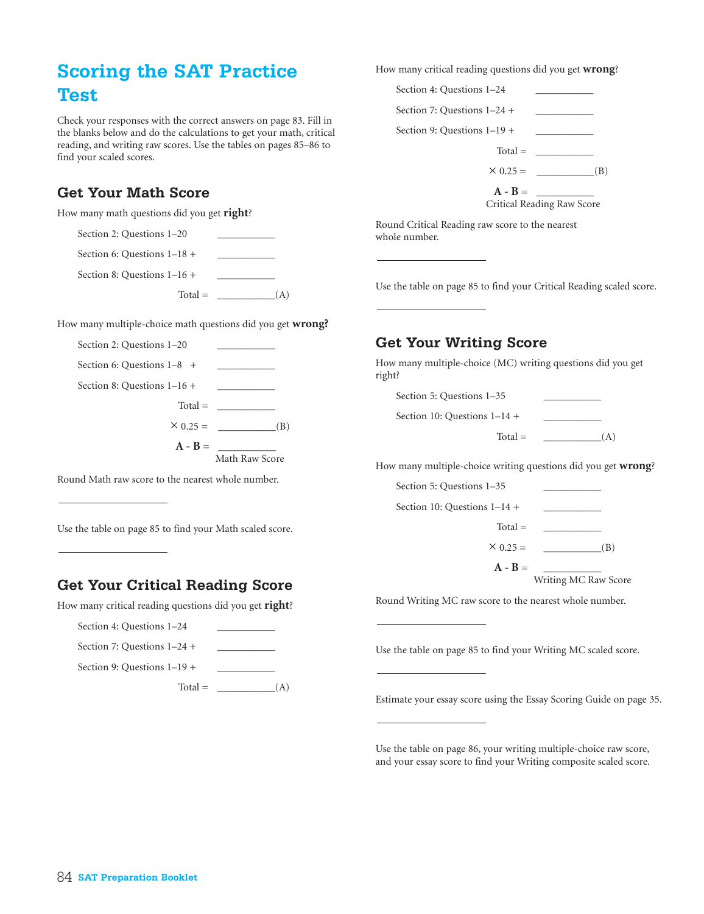# Scoring the SAT Practice Test

Check your responses with the correct answers on page 83. Fill in the blanks below and do the calculations to get your math, critical reading, and writing raw scores. Use the tables on pages 85–86 to find your scaled scores.

## Get Your Math Score

How many math questions did you get **right**?

| | |
|---|---|
| Section 2: Questions 1–20 | ___________ |
| Section 6: Questions 1–18 + | ___________ |
| Section 8: Questions 1–16 + | ___________ |
| Total = | ___________(A) |

How many multiple-choice math questions did you get **wrong?**

| | |
|---|---|
| Section 2: Questions 1–20 | ___________ |
| Section 6: Questions 1–8 + | ___________ |
| Section 8: Questions 1–16 + | ___________ |
| Total = | ___________ |
| × 0.25 = | ___________(B) |
| **A - B** = | ___________ Math Raw Score |

Round Math raw score to the nearest whole number.

____________________

Use the table on page 85 to find your Math scaled score.

____________________

## Get Your Critical Reading Score

How many critical reading questions did you get **right**?

| | |
|---|---|
| Section 4: Questions 1–24 | ___________ |
| Section 7: Questions 1–24 + | ___________ |
| Section 9: Questions 1–19 + | ___________ |
| Total = | ___________(A) |

How many critical reading questions did you get **wrong**?

| | |
|---|---|
| Section 4: Questions 1–24 | ___________ |
| Section 7: Questions 1–24 + | ___________ |
| Section 9: Questions 1–19 + | ___________ |
| Total = | ___________ |
| × 0.25 = | ___________(B) |
| **A - B** = | ___________ Critical Reading Raw Score |

Round Critical Reading raw score to the nearest whole number.

____________________

Use the table on page 85 to find your Critical Reading scaled score.

____________________

## Get Your Writing Score

How many multiple-choice (MC) writing questions did you get right?

| | |
|---|---|
| Section 5: Questions 1–35 | ___________ |
| Section 10: Questions 1–14 + | ___________ |
| Total = | ___________(A) |

How many multiple-choice writing questions did you get **wrong**?

| | |
|---|---|
| Section 5: Questions 1–35 | ___________ |
| Section 10: Questions 1–14 + | ___________ |
| Total = | ___________ |
| × 0.25 = | ___________(B) |
| **A - B** = | ___________ Writing MC Raw Score |

Round Writing MC raw score to the nearest whole number.

____________________

Use the table on page 85 to find your Writing MC scaled score.

____________________

Estimate your essay score using the Essay Scoring Guide on page 35.

____________________

Use the table on page 86, your writing multiple-choice raw score, and your essay score to find your Writing composite scaled score.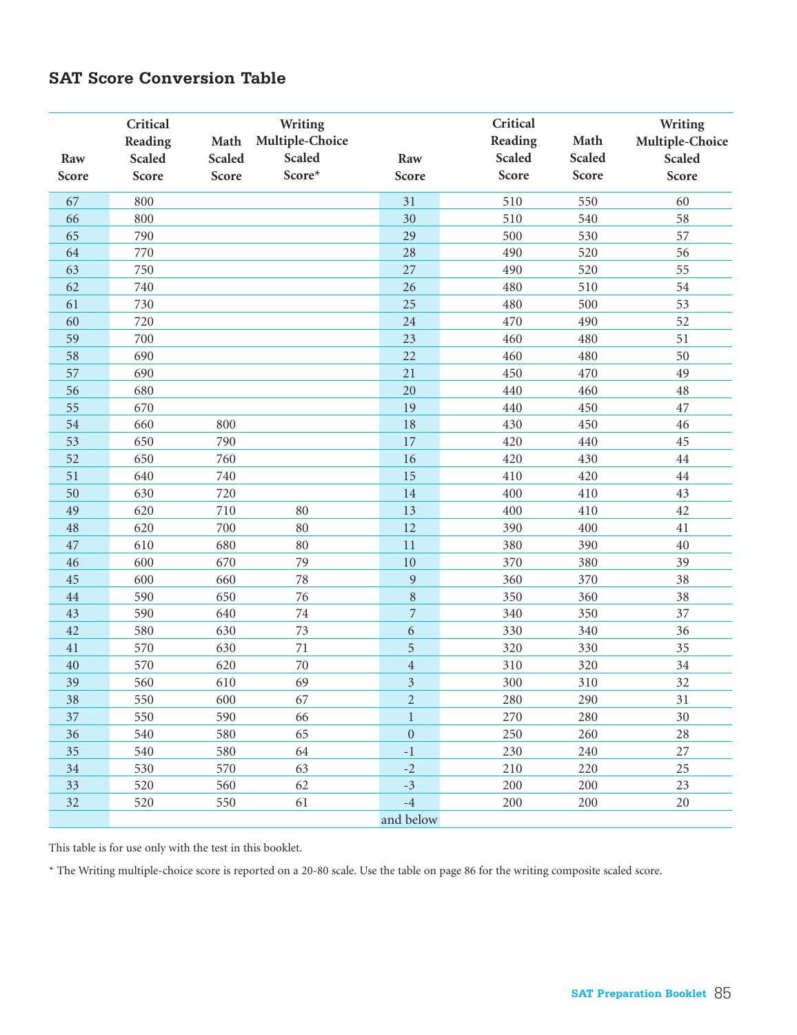## SAT Score Conversion Table

| Raw Score | Critical Reading Scaled Score | Math Scaled Score | Writing Multiple-Choice Scaled Score* | Raw Score | Critical Reading Scaled Score | Math Scaled Score | Writing Multiple-Choice Scaled Score |
|---|---|---|---|---|---|---|---|
| 67 | 800 | | | 31 | 510 | 550 | 60 |
| 66 | 800 | | | 30 | 510 | 540 | 58 |
| 65 | 790 | | | 29 | 500 | 530 | 57 |
| 64 | 770 | | | 28 | 490 | 520 | 56 |
| 63 | 750 | | | 27 | 490 | 520 | 55 |
| 62 | 740 | | | 26 | 480 | 510 | 54 |
| 61 | 730 | | | 25 | 480 | 500 | 53 |
| 60 | 720 | | | 24 | 470 | 490 | 52 |
| 59 | 700 | | | 23 | 460 | 480 | 51 |
| 58 | 690 | | | 22 | 460 | 480 | 50 |
| 57 | 690 | | | 21 | 450 | 470 | 49 |
| 56 | 680 | | | 20 | 440 | 460 | 48 |
| 55 | 670 | | | 19 | 440 | 450 | 47 |
| 54 | 660 | 800 | | 18 | 430 | 450 | 46 |
| 53 | 650 | 790 | | 17 | 420 | 440 | 45 |
| 52 | 650 | 760 | | 16 | 420 | 430 | 44 |
| 51 | 640 | 740 | | 15 | 410 | 420 | 44 |
| 50 | 630 | 720 | | 14 | 400 | 410 | 43 |
| 49 | 620 | 710 | 80 | 13 | 400 | 410 | 42 |
| 48 | 620 | 700 | 80 | 12 | 390 | 400 | 41 |
| 47 | 610 | 680 | 80 | 11 | 380 | 390 | 40 |
| 46 | 600 | 670 | 79 | 10 | 370 | 380 | 39 |
| 45 | 600 | 660 | 78 | 9 | 360 | 370 | 38 |
| 44 | 590 | 650 | 76 | 8 | 350 | 360 | 38 |
| 43 | 590 | 640 | 74 | 7 | 340 | 350 | 37 |
| 42 | 580 | 630 | 73 | 6 | 330 | 340 | 36 |
| 41 | 570 | 630 | 71 | 5 | 320 | 330 | 35 |
| 40 | 570 | 620 | 70 | 4 | 310 | 320 | 34 |
| 39 | 560 | 610 | 69 | 3 | 300 | 310 | 32 |
| 38 | 550 | 600 | 67 | 2 | 280 | 290 | 31 |
| 37 | 550 | 590 | 66 | 1 | 270 | 280 | 30 |
| 36 | 540 | 580 | 65 | 0 | 250 | 260 | 28 |
| 35 | 540 | 580 | 64 | -1 | 230 | 240 | 27 |
| 34 | 530 | 570 | 63 | -2 | 210 | 220 | 25 |
| 33 | 520 | 560 | 62 | -3 | 200 | 200 | 23 |
| 32 | 520 | 550 | 61 | -4 and below | 200 | 200 | 20 |

This table is for use only with the test in this booklet.

* The Writing multiple-choice score is reported on a 20-80 scale. Use the table on page 86 for the writing composite scaled score.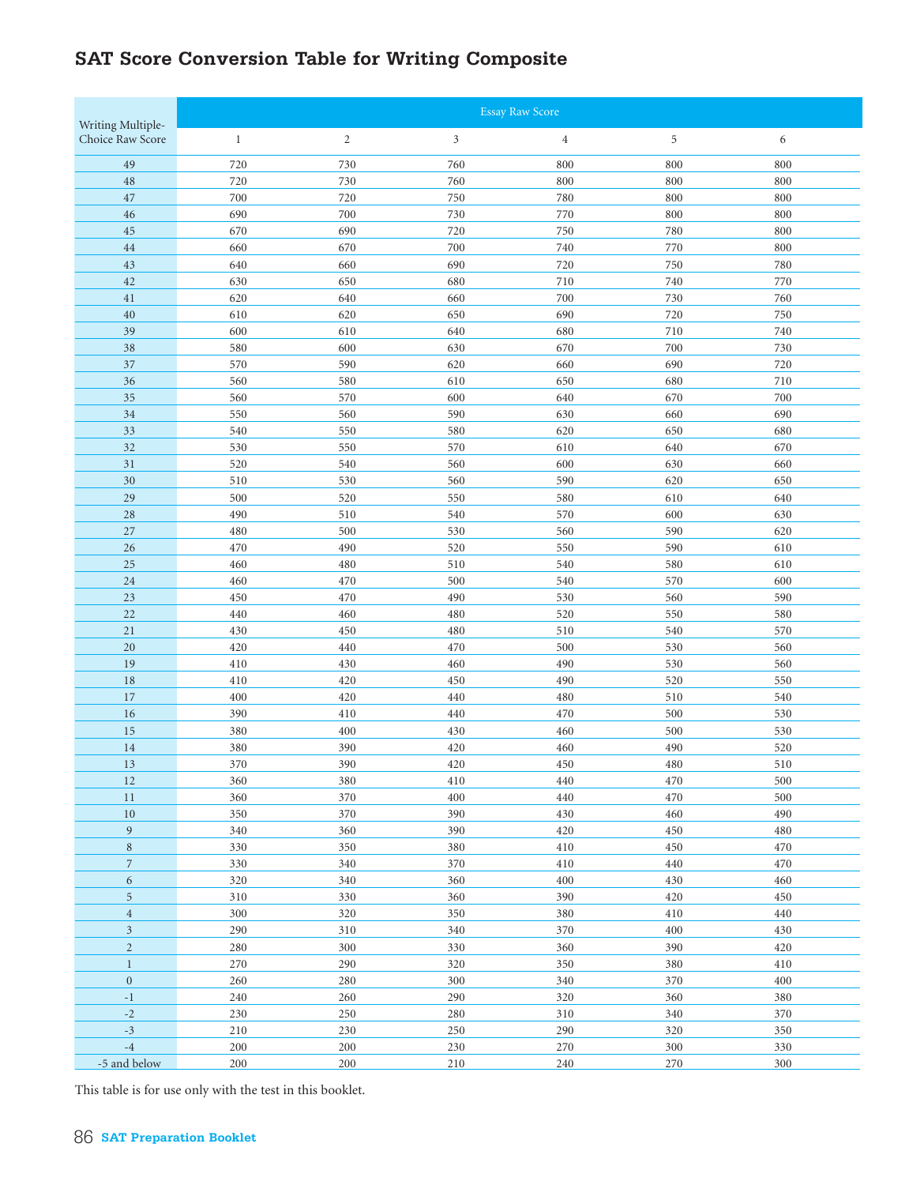## SAT Score Conversion Table for Writing Composite

| Writing Multiple-Choice Raw Score | Essay Raw Score | | | | | |
|---|---|---|---|---|---|---|
| | 1 | 2 | 3 | 4 | 5 | 6 |
| 49 | 720 | 730 | 760 | 800 | 800 | 800 |
| 48 | 720 | 730 | 760 | 800 | 800 | 800 |
| 47 | 700 | 720 | 750 | 780 | 800 | 800 |
| 46 | 690 | 700 | 730 | 770 | 800 | 800 |
| 45 | 670 | 690 | 720 | 750 | 780 | 800 |
| 44 | 660 | 670 | 700 | 740 | 770 | 800 |
| 43 | 640 | 660 | 690 | 720 | 750 | 780 |
| 42 | 630 | 650 | 680 | 710 | 740 | 770 |
| 41 | 620 | 640 | 660 | 700 | 730 | 760 |
| 40 | 610 | 620 | 650 | 690 | 720 | 750 |
| 39 | 600 | 610 | 640 | 680 | 710 | 740 |
| 38 | 580 | 600 | 630 | 670 | 700 | 730 |
| 37 | 570 | 590 | 620 | 660 | 690 | 720 |
| 36 | 560 | 580 | 610 | 650 | 680 | 710 |
| 35 | 560 | 570 | 600 | 640 | 670 | 700 |
| 34 | 550 | 560 | 590 | 630 | 660 | 690 |
| 33 | 540 | 550 | 580 | 620 | 650 | 680 |
| 32 | 530 | 550 | 570 | 610 | 640 | 670 |
| 31 | 520 | 540 | 560 | 600 | 630 | 660 |
| 30 | 510 | 530 | 560 | 590 | 620 | 650 |
| 29 | 500 | 520 | 550 | 580 | 610 | 640 |
| 28 | 490 | 510 | 540 | 570 | 600 | 630 |
| 27 | 480 | 500 | 530 | 560 | 590 | 620 |
| 26 | 470 | 490 | 520 | 550 | 590 | 610 |
| 25 | 460 | 480 | 510 | 540 | 580 | 610 |
| 24 | 460 | 470 | 500 | 540 | 570 | 600 |
| 23 | 450 | 470 | 490 | 530 | 560 | 590 |
| 22 | 440 | 460 | 480 | 520 | 550 | 580 |
| 21 | 430 | 450 | 480 | 510 | 540 | 570 |
| 20 | 420 | 440 | 470 | 500 | 530 | 560 |
| 19 | 410 | 430 | 460 | 490 | 530 | 560 |
| 18 | 410 | 420 | 450 | 490 | 520 | 550 |
| 17 | 400 | 420 | 440 | 480 | 510 | 540 |
| 16 | 390 | 410 | 440 | 470 | 500 | 530 |
| 15 | 380 | 400 | 430 | 460 | 500 | 530 |
| 14 | 380 | 390 | 420 | 460 | 490 | 520 |
| 13 | 370 | 390 | 420 | 450 | 480 | 510 |
| 12 | 360 | 380 | 410 | 440 | 470 | 500 |
| 11 | 360 | 370 | 400 | 440 | 470 | 500 |
| 10 | 350 | 370 | 390 | 430 | 460 | 490 |
| 9 | 340 | 360 | 390 | 420 | 450 | 480 |
| 8 | 330 | 350 | 380 | 410 | 450 | 470 |
| 7 | 330 | 340 | 370 | 410 | 440 | 470 |
| 6 | 320 | 340 | 360 | 400 | 430 | 460 |
| 5 | 310 | 330 | 360 | 390 | 420 | 450 |
| 4 | 300 | 320 | 350 | 380 | 410 | 440 |
| 3 | 290 | 310 | 340 | 370 | 400 | 430 |
| 2 | 280 | 300 | 330 | 360 | 390 | 420 |
| 1 | 270 | 290 | 320 | 350 | 380 | 410 |
| 0 | 260 | 280 | 300 | 340 | 370 | 400 |
| -1 | 240 | 260 | 290 | 320 | 360 | 380 |
| -2 | 230 | 250 | 280 | 310 | 340 | 370 |
| -3 | 210 | 230 | 250 | 290 | 320 | 350 |
| -4 | 200 | 200 | 230 | 270 | 300 | 330 |
| -5 and below | 200 | 200 | 210 | 240 | 270 | 300 |

This table is for use only with the test in this booklet.